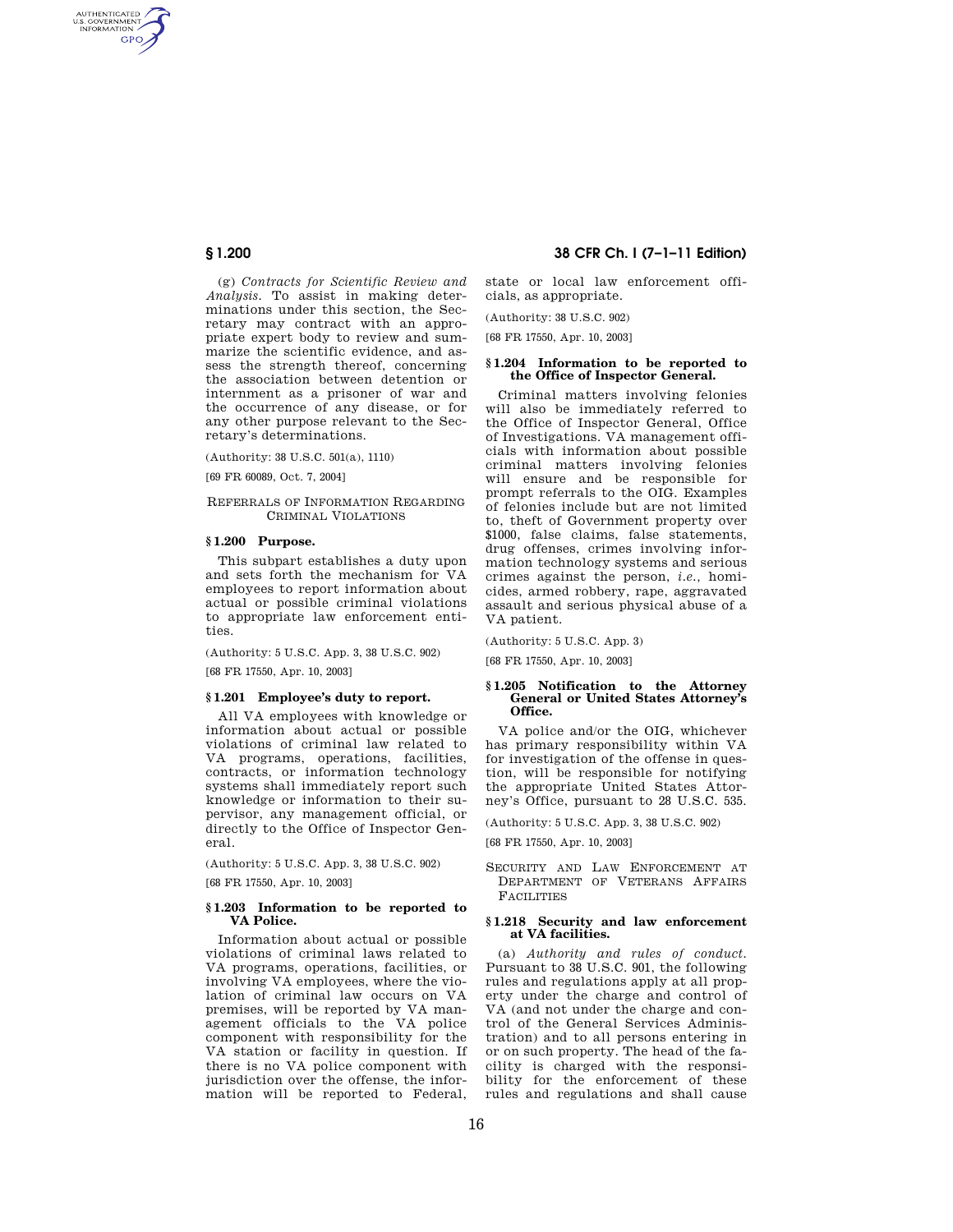(g) *Contracts for Scientific Review and Analysis.* To assist in making determinations under this section, the Secretary may contract with an appropriate expert body to review and summarize the scientific evidence, and assess the strength thereof, concerning the association between detention or internment as a prisoner of war and the occurrence of any disease, or for any other purpose relevant to the Secretary's determinations.

(Authority: 38 U.S.C. 501(a), 1110)

[69 FR 60089, Oct. 7, 2004]

## REFERRALS OF INFORMATION REGARDING CRIMINAL VIOLATIONS

### § 1.200 Purpose.

This subpart establishes a duty upon and sets forth the mechanism for VA employees to report information about actual or possible criminal violations to appropriate law enforcement entities.

(Authority: 5 U.S.C. App. 3, 38 U.S.C. 902)

[68 FR 17550, Apr. 10, 2003]

### § 1.201 Employee's duty to report.

All VA employees with knowledge or information about actual or possible violations of criminal law related to VA programs, operations, facilities, contracts, or information technology systems shall immediately report such knowledge or information to their supervisor, any management official, or directly to the Office of Inspector General.

(Authority: 5 U.S.C. App. 3, 38 U.S.C. 902)

[68 FR 17550, Apr. 10, 2003]

### § 1.203 Information to be reported to VA Police.

Information about actual or possible violations of criminal laws related to VA programs, operations, facilities, or involving VA employees, where the violation of criminal law occurs on VA premises, will be reported by VA management officials to the VA police component with responsibility for the VA station or facility in question. If there is no VA police component with jurisdiction over the offense, the information will be reported to Federal, state or local law enforcement officials, as appropriate.

(Authority: 38 U.S.C. 902)

[68 FR 17550, Apr. 10, 2003]

### § 1.204 Information to be reported to the Office of Inspector General.

Criminal matters involving felonies will also be immediately referred to the Office of Inspector General, Office of Investigations. VA management officials with information about possible criminal matters involving felonies will ensure and be responsible for prompt referrals to the OIG. Examples of felonies include but are not limited to, theft of Government property over $1000, false claims, false statements, drug offenses, crimes involving information technology systems and serious crimes against the person, *i.e.,* homicides, armed robbery, rape, aggravated assault and serious physical abuse of a VA patient.

(Authority: 5 U.S.C. App. 3)

[68 FR 17550, Apr. 10, 2003]

### § 1.205 Notification to the Attorney General or United States Attorney's Office.

VA police and/or the OIG, whichever has primary responsibility within VA for investigation of the offense in question, will be responsible for notifying the appropriate United States Attorney's Office, pursuant to 28 U.S.C. 535.

(Authority: 5 U.S.C. App. 3, 38 U.S.C. 902)

[68 FR 17550, Apr. 10, 2003]

## SECURITY AND LAW ENFORCEMENT AT DEPARTMENT OF VETERANS AFFAIRS FACILITIES

### § 1.218 Security and law enforcement at VA facilities.

(a) *Authority and rules of conduct.* Pursuant to 38 U.S.C. 901, the following rules and regulations apply at all property under the charge and control of VA (and not under the charge and control of the General Services Administration) and to all persons entering in or on such property. The head of the facility is charged with the responsibility for the enforcement of these rules and regulations and shall cause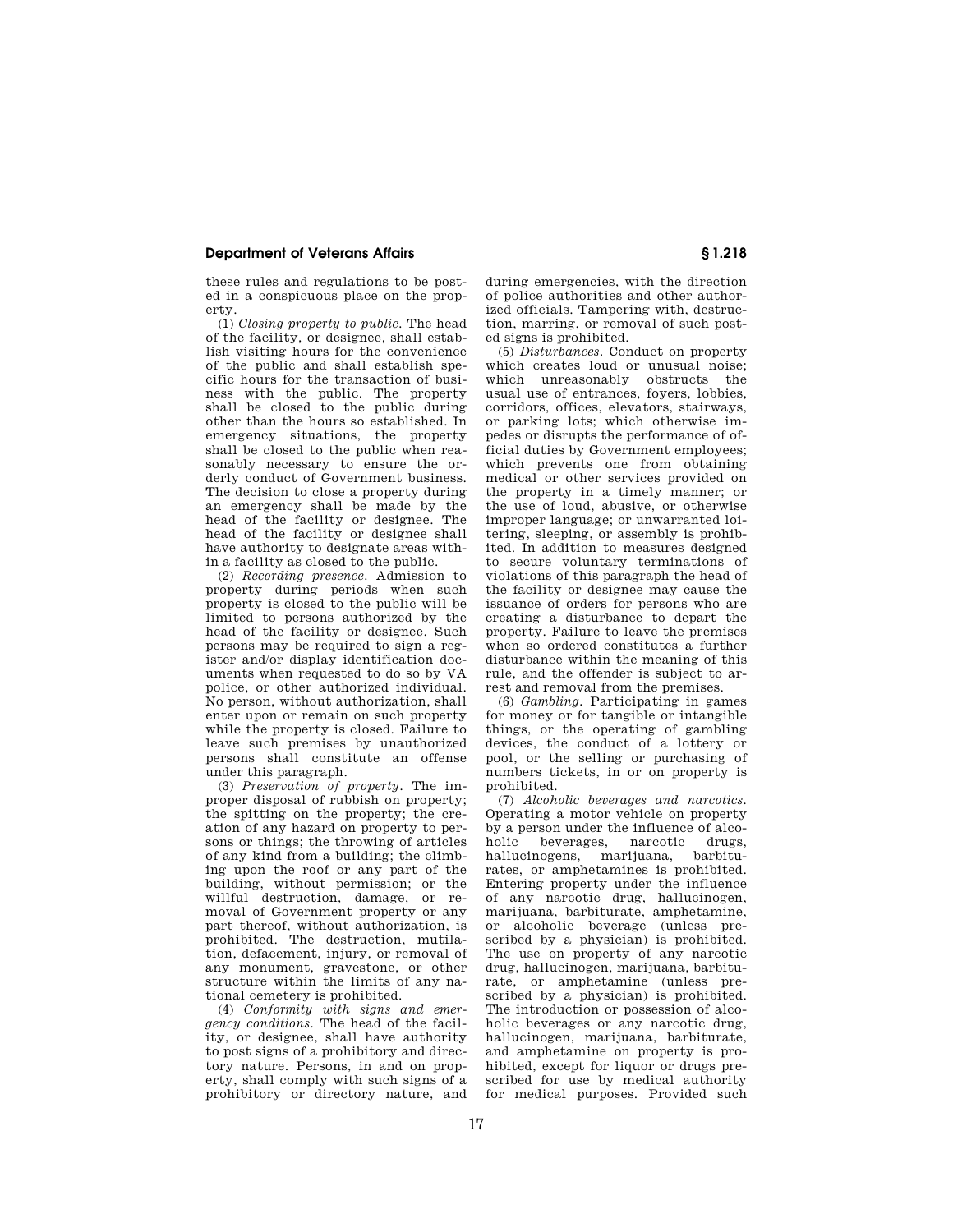these rules and regulations to be posted in a conspicuous place on the property.

(1) *Closing property to public.* The head of the facility, or designee, shall establish visiting hours for the convenience of the public and shall establish specific hours for the transaction of business with the public. The property shall be closed to the public during other than the hours so established. In emergency situations, the property shall be closed to the public when reasonably necessary to ensure the orderly conduct of Government business. The decision to close a property during an emergency shall be made by the head of the facility or designee. The head of the facility or designee shall have authority to designate areas within a facility as closed to the public.

(2) *Recording presence.* Admission to property during periods when such property is closed to the public will be limited to persons authorized by the head of the facility or designee. Such persons may be required to sign a register and/or display identification documents when requested to do so by VA police, or other authorized individual. No person, without authorization, shall enter upon or remain on such property while the property is closed. Failure to leave such premises by unauthorized persons shall constitute an offense under this paragraph.

(3) *Preservation of property.* The improper disposal of rubbish on property; the spitting on the property; the creation of any hazard on property to persons or things; the throwing of articles of any kind from a building; the climbing upon the roof or any part of the building, without permission; or the willful destruction, damage, or removal of Government property or any part thereof, without authorization, is prohibited. The destruction, mutilation, defacement, injury, or removal of any monument, gravestone, or other structure within the limits of any national cemetery is prohibited.

(4) *Conformity with signs and emergency conditions.* The head of the facility, or designee, shall have authority to post signs of a prohibitory and directory nature. Persons, in and on property, shall comply with such signs of a prohibitory or directory nature, and during emergencies, with the direction of police authorities and other authorized officials. Tampering with, destruction, marring, or removal of such posted signs is prohibited.

(5) *Disturbances.* Conduct on property which creates loud or unusual noise; which unreasonably obstructs the usual use of entrances, foyers, lobbies, corridors, offices, elevators, stairways, or parking lots; which otherwise impedes or disrupts the performance of official duties by Government employees; which prevents one from obtaining medical or other services provided on the property in a timely manner; or the use of loud, abusive, or otherwise improper language; or unwarranted loitering, sleeping, or assembly is prohibited. In addition to measures designed to secure voluntary terminations of violations of this paragraph the head of the facility or designee may cause the issuance of orders for persons who are creating a disturbance to depart the property. Failure to leave the premises when so ordered constitutes a further disturbance within the meaning of this rule, and the offender is subject to arrest and removal from the premises.

(6) *Gambling.* Participating in games for money or for tangible or intangible things, or the operating of gambling devices, the conduct of a lottery or pool, or the selling or purchasing of numbers tickets, in or on property is prohibited.

(7) *Alcoholic beverages and narcotics.* Operating a motor vehicle on property by a person under the influence of alcoholic beverages, narcotic drugs, hallucinogens, marijuana, barbiturates, or amphetamines is prohibited. Entering property under the influence of any narcotic drug, hallucinogen, marijuana, barbiturate, amphetamine, or alcoholic beverage (unless prescribed by a physician) is prohibited. The use on property of any narcotic drug, hallucinogen, marijuana, barbiturate, or amphetamine (unless prescribed by a physician) is prohibited. The introduction or possession of alcoholic beverages or any narcotic drug, hallucinogen, marijuana, barbiturate, and amphetamine on property is prohibited, except for liquor or drugs prescribed for use by medical authority for medical purposes. Provided such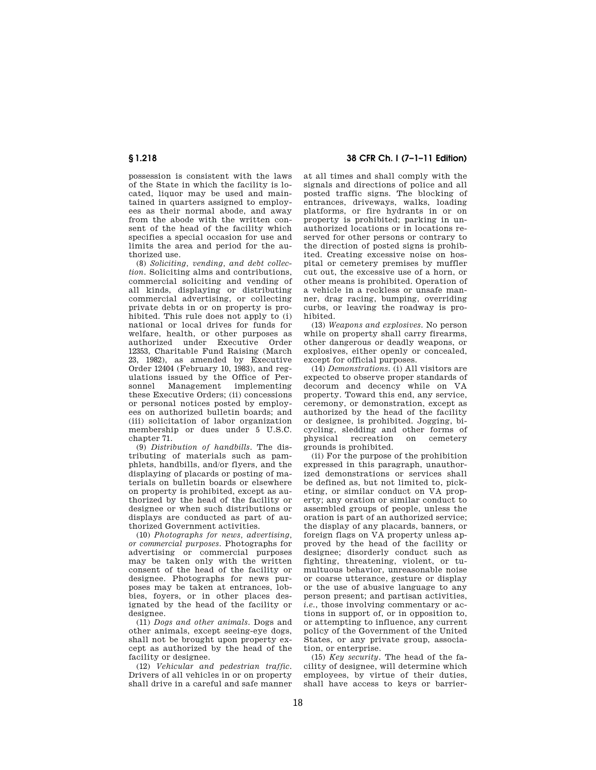possession is consistent with the laws of the State in which the facility is located, liquor may be used and maintained in quarters assigned to employees as their normal abode, and away from the abode with the written consent of the head of the facility which specifies a special occasion for use and limits the area and period for the authorized use.

(8) *Soliciting, vending, and debt collection.* Soliciting alms and contributions, commercial soliciting and vending of all kinds, displaying or distributing commercial advertising, or collecting private debts in or on property is prohibited. This rule does not apply to (i) national or local drives for funds for welfare, health, or other purposes as authorized under Executive Order 12353, Charitable Fund Raising (March 23, 1982), as amended by Executive Order 12404 (February 10, 1983), and regulations issued by the Office of Personnel Management implementing these Executive Orders; (ii) concessions or personal notices posted by employees on authorized bulletin boards; and (iii) solicitation of labor organization membership or dues under 5 U.S.C. chapter 71.

(9) *Distribution of handbills.* The distributing of materials such as pamphlets, handbills, and/or flyers, and the displaying of placards or posting of materials on bulletin boards or elsewhere on property is prohibited, except as authorized by the head of the facility or designee or when such distributions or displays are conducted as part of authorized Government activities.

(10) *Photographs for news, advertising, or commercial purposes.* Photographs for advertising or commercial purposes may be taken only with the written consent of the head of the facility or designee. Photographs for news purposes may be taken at entrances, lobbies, foyers, or in other places designated by the head of the facility or designee.

(11) *Dogs and other animals.* Dogs and other animals, except seeing-eye dogs, shall not be brought upon property except as authorized by the head of the facility or designee.

(12) *Vehicular and pedestrian traffic.* Drivers of all vehicles in or on property shall drive in a careful and safe manner at all times and shall comply with the signals and directions of police and all posted traffic signs. The blocking of entrances, driveways, walks, loading platforms, or fire hydrants in or on property is prohibited; parking in unauthorized locations or in locations reserved for other persons or contrary to the direction of posted signs is prohibited. Creating excessive noise on hospital or cemetery premises by muffler cut out, the excessive use of a horn, or other means is prohibited. Operation of a vehicle in a reckless or unsafe manner, drag racing, bumping, overriding curbs, or leaving the roadway is prohibited.

(13) *Weapons and explosives.* No person while on property shall carry firearms, other dangerous or deadly weapons, or explosives, either openly or concealed, except for official purposes.

(14) *Demonstrations.* (i) All visitors are expected to observe proper standards of decorum and decency while on VA property. Toward this end, any service, ceremony, or demonstration, except as authorized by the head of the facility or designee, is prohibited. Jogging, bicycling, sledding and other forms of physical recreation on cemetery grounds is prohibited.

(ii) For the purpose of the prohibition expressed in this paragraph, unauthorized demonstrations or services shall be defined as, but not limited to, picketing, or similar conduct on VA property; any oration or similar conduct to assembled groups of people, unless the oration is part of an authorized service; the display of any placards, banners, or foreign flags on VA property unless approved by the head of the facility or designee; disorderly conduct such as fighting, threatening, violent, or tumultuous behavior, unreasonable noise or coarse utterance, gesture or display or the use of abusive language to any person present; and partisan activities, *i.e.*, those involving commentary or actions in support of, or in opposition to, or attempting to influence, any current policy of the Government of the United States, or any private group, association, or enterprise.

(15) *Key security.* The head of the facility of designee, will determine which employees, by virtue of their duties, shall have access to keys or barrier-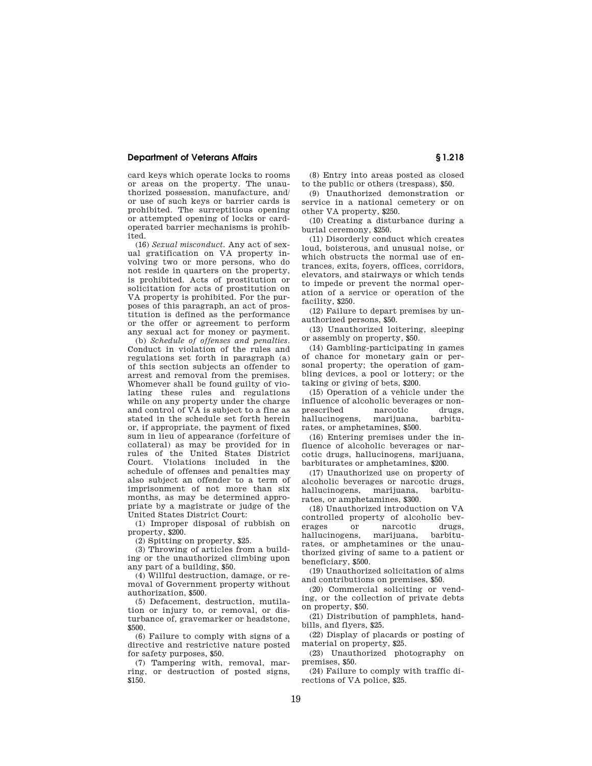card keys which operate locks to rooms or areas on the property. The unauthorized possession, manufacture, and/or use of such keys or barrier cards is prohibited. The surreptitious opening or attempted opening of locks or card-operated barrier mechanisms is prohibited.

(16) *Sexual misconduct.* Any act of sexual gratification on VA property involving two or more persons, who do not reside in quarters on the property, is prohibited. Acts of prostitution or solicitation for acts of prostitution on VA property is prohibited. For the purposes of this paragraph, an act of prostitution is defined as the performance or the offer or agreement to perform any sexual act for money or payment.

(b) *Schedule of offenses and penalties.* Conduct in violation of the rules and regulations set forth in paragraph (a) of this section subjects an offender to arrest and removal from the premises. Whomever shall be found guilty of violating these rules and regulations while on any property under the charge and control of VA is subject to a fine as stated in the schedule set forth herein or, if appropriate, the payment of fixed sum in lieu of appearance (forfeiture of collateral) as may be provided for in rules of the United States District Court. Violations included in the schedule of offenses and penalties may also subject an offender to a term of imprisonment of not more than six months, as may be determined appropriate by a magistrate or judge of the United States District Court:

(1) Improper disposal of rubbish on property, $200.

(2) Spitting on property, $25.

(3) Throwing of articles from a building or the unauthorized climbing upon any part of a building, $50.

(4) Willful destruction, damage, or removal of Government property without authorization, $500.

(5) Defacement, destruction, mutilation or injury to, or removal, or disturbance of, gravemarker or headstone, $500.

(6) Failure to comply with signs of a directive and restrictive nature posted for safety purposes, $50.

(7) Tampering with, removal, marring, or destruction of posted signs, $150.

(8) Entry into areas posted as closed to the public or others (trespass), $50.

(9) Unauthorized demonstration or service in a national cemetery or on other VA property, $250.

(10) Creating a disturbance during a burial ceremony, $250.

(11) Disorderly conduct which creates loud, boisterous, and unusual noise, or which obstructs the normal use of entrances, exits, foyers, offices, corridors, elevators, and stairways or which tends to impede or prevent the normal operation of a service or operation of the facility, $250.

(12) Failure to depart premises by unauthorized persons, $50.

(13) Unauthorized loitering, sleeping or assembly on property, $50.

(14) Gambling-participating in games of chance for monetary gain or personal property; the operation of gambling devices, a pool or lottery; or the taking or giving of bets, $200.

(15) Operation of a vehicle under the influence of alcoholic beverages or nonprescribed narcotic drugs, hallucinogens, marijuana, barbiturates, or amphetamines, $500.

(16) Entering premises under the influence of alcoholic beverages or narcotic drugs, hallucinogens, marijuana, barbiturates or amphetamines, $200.

(17) Unauthorized use on property of alcoholic beverages or narcotic drugs, hallucinogens, marijuana, barbiturates, or amphetamines, $300.

(18) Unauthorized introduction on VA controlled property of alcoholic beverages or narcotic drugs, hallucinogens, marijuana, barbiturates, or amphetamines or the unauthorized giving of same to a patient or beneficiary, $500.

(19) Unauthorized solicitation of alms and contributions on premises, $50.

(20) Commercial soliciting or vending, or the collection of private debts on property, $50.

(21) Distribution of pamphlets, handbills, and flyers, $25.

(22) Display of placards or posting of material on property, $25.

(23) Unauthorized photography on premises, $50.

(24) Failure to comply with traffic directions of VA police, $25.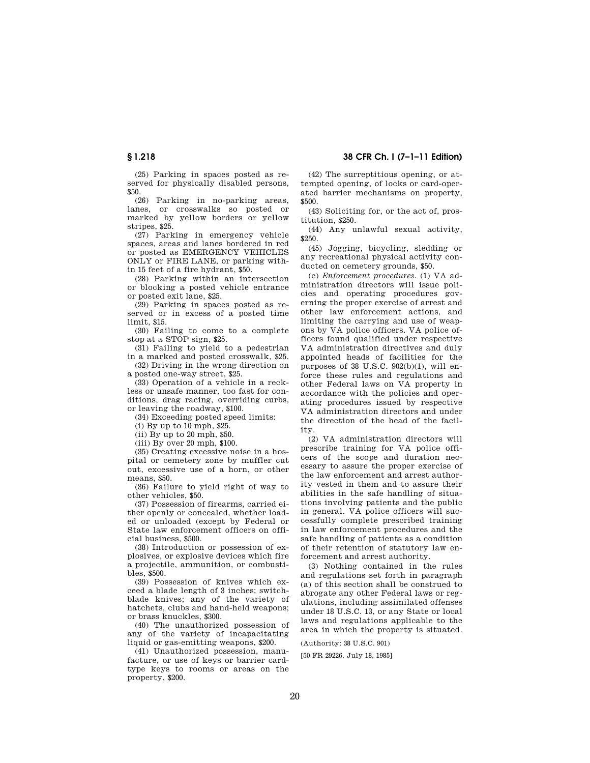(25) Parking in spaces posted as reserved for physically disabled persons, $50.

(26) Parking in no-parking areas, lanes, or crosswalks so posted or marked by yellow borders or yellow stripes, $25.

(27) Parking in emergency vehicle spaces, areas and lanes bordered in red or posted as EMERGENCY VEHICLES ONLY or FIRE LANE, or parking within 15 feet of a fire hydrant, $50.

(28) Parking within an intersection or blocking a posted vehicle entrance or posted exit lane, $25.

(29) Parking in spaces posted as reserved or in excess of a posted time limit, $15.

(30) Failing to come to a complete stop at a STOP sign, $25.

(31) Failing to yield to a pedestrian in a marked and posted crosswalk, $25.

(32) Driving in the wrong direction on a posted one-way street, $25.

(33) Operation of a vehicle in a reckless or unsafe manner, too fast for conditions, drag racing, overriding curbs, or leaving the roadway, $100.

(34) Exceeding posted speed limits:

(i) By up to 10 mph, $25.

(ii) By up to 20 mph, $50.

(iii) By over 20 mph, $100.

(35) Creating excessive noise in a hospital or cemetery zone by muffler cut out, excessive use of a horn, or other means, $50.

(36) Failure to yield right of way to other vehicles, $50.

(37) Possession of firearms, carried either openly or concealed, whether loaded or unloaded (except by Federal or State law enforcement officers on official business, $500.

(38) Introduction or possession of explosives, or explosive devices which fire a projectile, ammunition, or combustibles, $500.

(39) Possession of knives which exceed a blade length of 3 inches; switchblade knives; any of the variety of hatchets, clubs and hand-held weapons; or brass knuckles, $300.

(40) The unauthorized possession of any of the variety of incapacitating liquid or gas-emitting weapons, $200.

(41) Unauthorized possession, manufacture, or use of keys or barrier card-type keys to rooms or areas on the property, $200.

(42) The surreptitious opening, or attempted opening, of locks or card-operated barrier mechanisms on property, $500.

(43) Soliciting for, or the act of, prostitution, $250.

(44) Any unlawful sexual activity, $250.

(45) Jogging, bicycling, sledding or any recreational physical activity conducted on cemetery grounds, $50.

(c) *Enforcement procedures.* (1) VA administration directors will issue policies and operating procedures governing the proper exercise of arrest and other law enforcement actions, and limiting the carrying and use of weapons by VA police officers. VA police officers found qualified under respective VA administration directives and duly appointed heads of facilities for the purposes of 38 U.S.C. 902(b)(1), will enforce these rules and regulations and other Federal laws on VA property in accordance with the policies and operating procedures issued by respective VA administration directors and under the direction of the head of the facility.

(2) VA administration directors will prescribe training for VA police officers of the scope and duration necessary to assure the proper exercise of the law enforcement and arrest authority vested in them and to assure their abilities in the safe handling of situations involving patients and the public in general. VA police officers will successfully complete prescribed training in law enforcement procedures and the safe handling of patients as a condition of their retention of statutory law enforcement and arrest authority.

(3) Nothing contained in the rules and regulations set forth in paragraph (a) of this section shall be construed to abrogate any other Federal laws or regulations, including assimilated offenses under 18 U.S.C. 13, or any State or local laws and regulations applicable to the area in which the property is situated.

(Authority: 38 U.S.C. 901)

[50 FR 29226, July 18, 1985]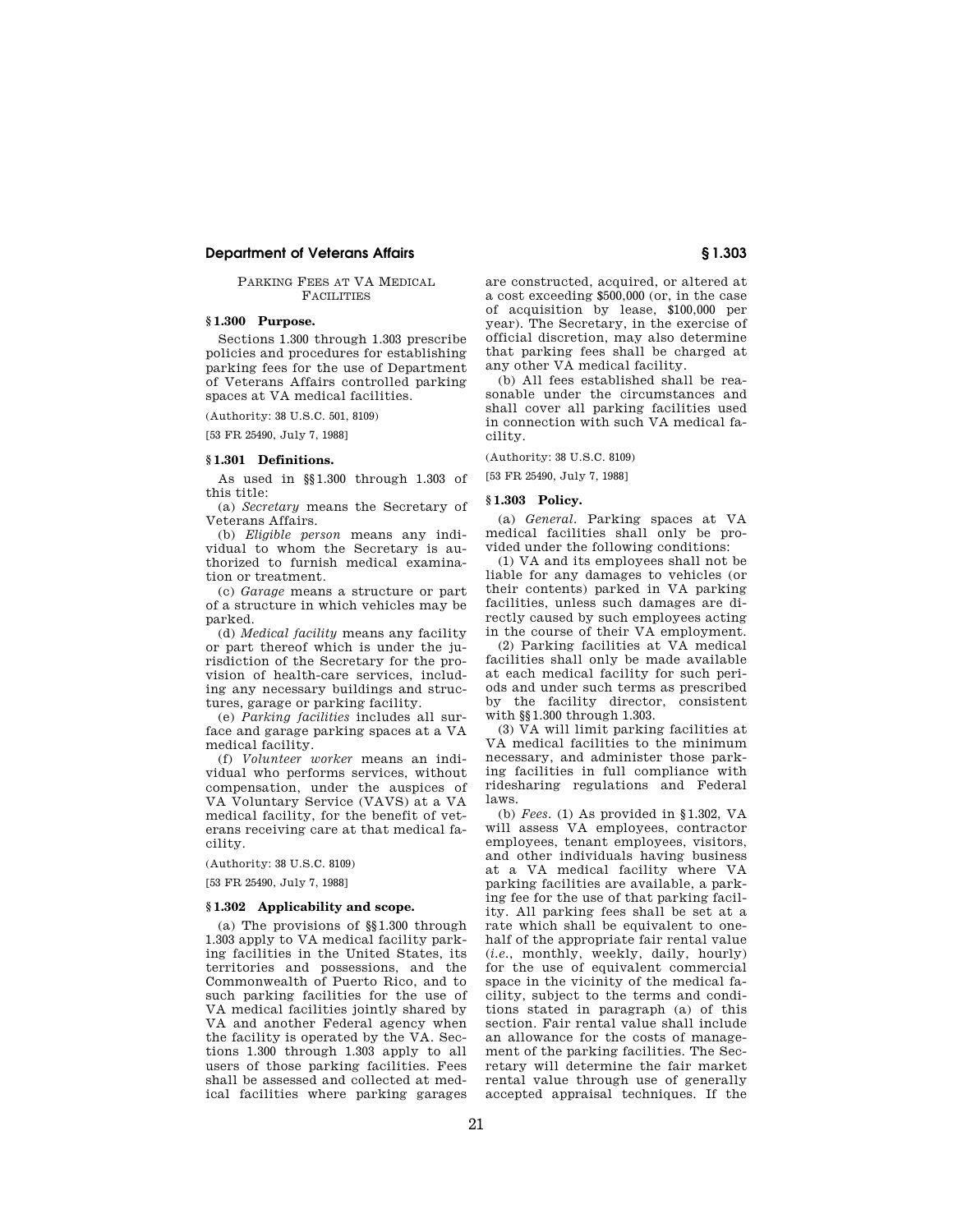PARKING FEES AT VA MEDICAL FACILITIES

### § 1.300 Purpose.

Sections 1.300 through 1.303 prescribe policies and procedures for establishing parking fees for the use of Department of Veterans Affairs controlled parking spaces at VA medical facilities.

(Authority: 38 U.S.C. 501, 8109)

[53 FR 25490, July 7, 1988]

### § 1.301 Definitions.

As used in §§ 1.300 through 1.303 of this title:

(a) *Secretary* means the Secretary of Veterans Affairs.

(b) *Eligible person* means any individual to whom the Secretary is authorized to furnish medical examination or treatment.

(c) *Garage* means a structure or part of a structure in which vehicles may be parked.

(d) *Medical facility* means any facility or part thereof which is under the jurisdiction of the Secretary for the provision of health-care services, including any necessary buildings and structures, garage or parking facility.

(e) *Parking facilities* includes all surface and garage parking spaces at a VA medical facility.

(f) *Volunteer worker* means an individual who performs services, without compensation, under the auspices of VA Voluntary Service (VAVS) at a VA medical facility, for the benefit of veterans receiving care at that medical facility.

(Authority: 38 U.S.C. 8109)

[53 FR 25490, July 7, 1988]

### § 1.302 Applicability and scope.

(a) The provisions of §§ 1.300 through 1.303 apply to VA medical facility parking facilities in the United States, its territories and possessions, and the Commonwealth of Puerto Rico, and to such parking facilities for the use of VA medical facilities jointly shared by VA and another Federal agency when the facility is operated by the VA. Sections 1.300 through 1.303 apply to all users of those parking facilities. Fees shall be assessed and collected at medical facilities where parking garages are constructed, acquired, or altered at a cost exceeding $500,000 (or, in the case of acquisition by lease, $100,000 per year). The Secretary, in the exercise of official discretion, may also determine that parking fees shall be charged at any other VA medical facility.

(b) All fees established shall be reasonable under the circumstances and shall cover all parking facilities used in connection with such VA medical facility.

(Authority: 38 U.S.C. 8109)

[53 FR 25490, July 7, 1988]

### § 1.303 Policy.

(a) *General.* Parking spaces at VA medical facilities shall only be provided under the following conditions:

(1) VA and its employees shall not be liable for any damages to vehicles (or their contents) parked in VA parking facilities, unless such damages are directly caused by such employees acting in the course of their VA employment.

(2) Parking facilities at VA medical facilities shall only be made available at each medical facility for such periods and under such terms as prescribed by the facility director, consistent with §§ 1.300 through 1.303.

(3) VA will limit parking facilities at VA medical facilities to the minimum necessary, and administer those parking facilities in full compliance with ridesharing regulations and Federal laws.

(b) *Fees.* (1) As provided in § 1.302, VA will assess VA employees, contractor employees, tenant employees, visitors, and other individuals having business at a VA medical facility where VA parking facilities are available, a parking fee for the use of that parking facility. All parking fees shall be set at a rate which shall be equivalent to one-half of the appropriate fair rental value (*i.e.*, monthly, weekly, daily, hourly) for the use of equivalent commercial space in the vicinity of the medical facility, subject to the terms and conditions stated in paragraph (a) of this section. Fair rental value shall include an allowance for the costs of management of the parking facilities. The Secretary will determine the fair market rental value through use of generally accepted appraisal techniques. If the